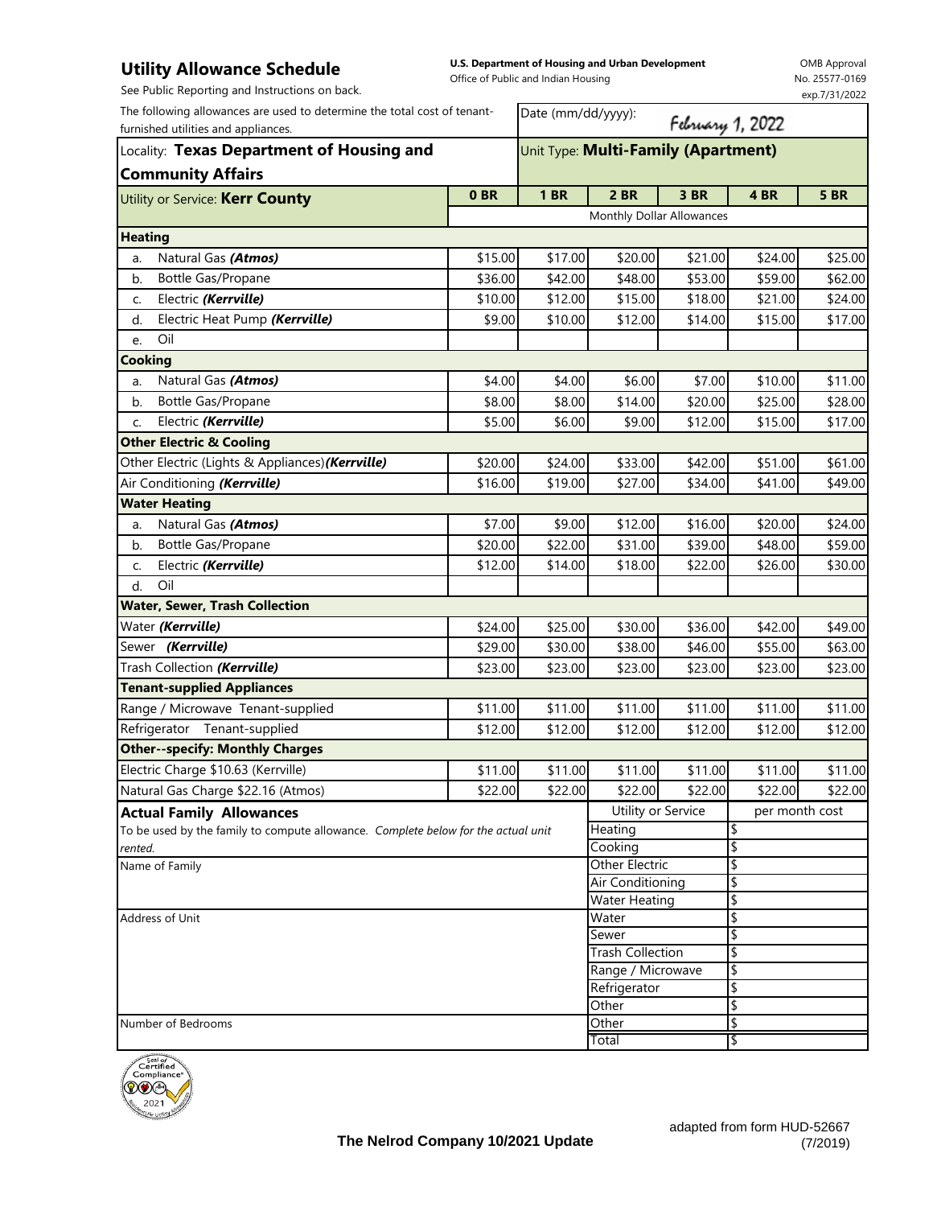# Utility Allowance Schedule

See Public Reporting and Instructions on back.

**U.S. Department of Housing and Urban Development**
Office of Public and Indian Housing

OMB Approval No. 25577-0169 exp.7/31/2022

The following allowances are used to determine the total cost of tenant-furnished utilities and appliances.

Date (mm/dd/yyyy): February 1, 2022

Locality: **Texas Department of Housing and Community Affairs**

Unit Type: **Multi-Family (Apartment)**

| Utility or Service: **Kerr County** | **0 BR** | **1 BR** | **2 BR** | **3 BR** | **4 BR** | **5 BR** |
|---|---|---|---|---|---|---|
| | Monthly Dollar Allowances | | | | | |
| **Heating** | | | | | | |
| a. Natural Gas ***(Atmos)*** | $15.00 | $17.00 | $20.00 | $21.00 | $24.00 | $25.00 |
| b. Bottle Gas/Propane | $36.00 | $42.00 | $48.00 | $53.00 | $59.00 | $62.00 |
| c. Electric ***(Kerrville)*** | $10.00 | $12.00 | $15.00 | $18.00 | $21.00 | $24.00 |
| d. Electric Heat Pump ***(Kerrville)*** | $9.00 | $10.00 | $12.00 | $14.00 | $15.00 | $17.00 |
| e. Oil | | | | | | |
| **Cooking** | | | | | | |
| a. Natural Gas ***(Atmos)*** | $4.00 | $4.00 | $6.00 | $7.00 | $10.00 | $11.00 |
| b. Bottle Gas/Propane | $8.00 | $8.00 | $14.00 | $20.00 | $25.00 | $28.00 |
| c. Electric ***(Kerrville)*** | $5.00 | $6.00 | $9.00 | $12.00 | $15.00 | $17.00 |
| **Other Electric & Cooling** | | | | | | |
| Other Electric (Lights & Appliances) ***(Kerrville)*** | $20.00 | $24.00 | $33.00 | $42.00 | $51.00 | $61.00 |
| Air Conditioning ***(Kerrville)*** | $16.00 | $19.00 | $27.00 | $34.00 | $41.00 | $49.00 |
| **Water Heating** | | | | | | |
| a. Natural Gas ***(Atmos)*** | $7.00 | $9.00 | $12.00 | $16.00 | $20.00 | $24.00 |
| b. Bottle Gas/Propane | $20.00 | $22.00 | $31.00 | $39.00 | $48.00 | $59.00 |
| c. Electric ***(Kerrville)*** | $12.00 | $14.00 | $18.00 | $22.00 | $26.00 | $30.00 |
| d. Oil | | | | | | |
| **Water, Sewer, Trash Collection** | | | | | | |
| Water ***(Kerrville)*** | $24.00 | $25.00 | $30.00 | $36.00 | $42.00 | $49.00 |
| Sewer ***(Kerrville)*** | $29.00 | $30.00 | $38.00 | $46.00 | $55.00 | $63.00 |
| Trash Collection ***(Kerrville)*** | $23.00 | $23.00 | $23.00 | $23.00 | $23.00 | $23.00 |
| **Tenant-supplied Appliances** | | | | | | |
| Range / Microwave Tenant-supplied | $11.00 | $11.00 | $11.00 | $11.00 | $11.00 | $11.00 |
| Refrigerator Tenant-supplied | $12.00 | $12.00 | $12.00 | $12.00 | $12.00 | $12.00 |
| **Other--specify: Monthly Charges** | | | | | | |
| Electric Charge $10.63 (Kerrville) | $11.00 | $11.00 | $11.00 | $11.00 | $11.00 | $11.00 |
| Natural Gas Charge $22.16 (Atmos) | $22.00 | $22.00 | $22.00 | $22.00 | $22.00 | $22.00 |

## Actual Family Allowances

To be used by the family to compute allowance. *Complete below for the actual unit rented.*

Name of Family

Address of Unit

Number of Bedrooms

| Utility or Service | per month cost |
|---|---|
| Heating | $ |
| Cooking | $ |
| Other Electric | $ |
| Air Conditioning | $ |
| Water Heating | $ |
| Water | $ |
| Sewer | $ |
| Trash Collection | $ |
| Range / Microwave | $ |
| Refrigerator | $ |
| Other | $ |
| Other | $ |
| Total | $ |

**The Nelrod Company 10/2021 Update**

adapted from form HUD-52667 (7/2019)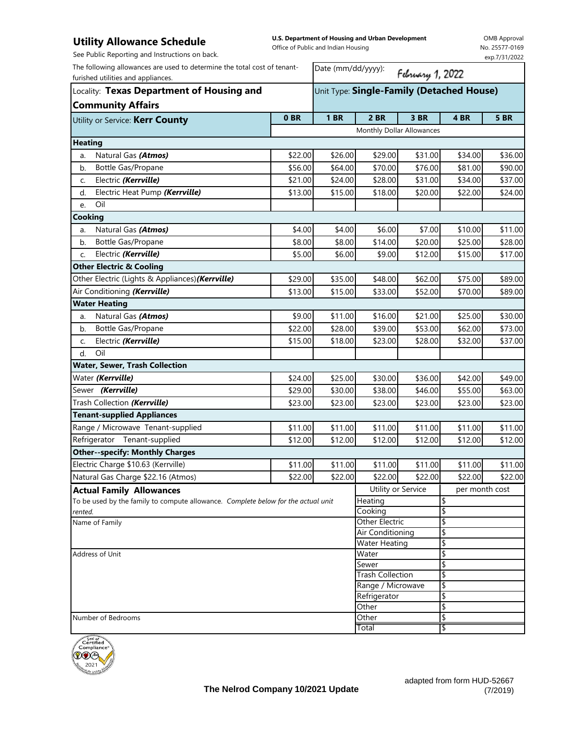# Utility Allowance Schedule

See Public Reporting and Instructions on back.

**U.S. Department of Housing and Urban Development**
Office of Public and Indian Housing

OMB Approval
No. 25577-0169
exp.7/31/2022

| The following allowances are used to determine the total cost of tenant-furnished utilities and appliances. | | Date (mm/dd/yyyy): February 1, 2022 | | | | |
|---|---|---|---|---|---|---|
| Locality: **Texas Department of Housing and Community Affairs** | | Unit Type: **Single-Family (Detached House)** | | | | |
| Utility or Service: **Kerr County** | **0 BR** | **1 BR** | **2 BR** | **3 BR** | **4 BR** | **5 BR** |
| | Monthly Dollar Allowances | | | | | |
| **Heating** | | | | | | |
| a. Natural Gas ***(Atmos)*** | $22.00 | $26.00 | $29.00 | $31.00 | $34.00 | $36.00 |
| b. Bottle Gas/Propane | $56.00 | $64.00 | $70.00 | $76.00 | $81.00 | $90.00 |
| c. Electric ***(Kerrville)*** | $21.00 | $24.00 | $28.00 | $31.00 | $34.00 | $37.00 |
| d. Electric Heat Pump ***(Kerrville)*** | $13.00 | $15.00 | $18.00 | $20.00 | $22.00 | $24.00 |
| e. Oil | | | | | | |
| **Cooking** | | | | | | |
| a. Natural Gas ***(Atmos)*** | $4.00 | $4.00 | $6.00 | $7.00 | $10.00 | $11.00 |
| b. Bottle Gas/Propane | $8.00 | $8.00 | $14.00 | $20.00 | $25.00 | $28.00 |
| c. Electric ***(Kerrville)*** | $5.00 | $6.00 | $9.00 | $12.00 | $15.00 | $17.00 |
| **Other Electric & Cooling** | | | | | | |
| Other Electric (Lights & Appliances) ***(Kerrville)*** | $29.00 | $35.00 | $48.00 | $62.00 | $75.00 | $89.00 |
| Air Conditioning ***(Kerrville)*** | $13.00 | $15.00 | $33.00 | $52.00 | $70.00 | $89.00 |
| **Water Heating** | | | | | | |
| a. Natural Gas ***(Atmos)*** | $9.00 | $11.00 | $16.00 | $21.00 | $25.00 | $30.00 |
| b. Bottle Gas/Propane | $22.00 | $28.00 | $39.00 | $53.00 | $62.00 | $73.00 |
| c. Electric ***(Kerrville)*** | $15.00 | $18.00 | $23.00 | $28.00 | $32.00 | $37.00 |
| d. Oil | | | | | | |
| **Water, Sewer, Trash Collection** | | | | | | |
| Water ***(Kerrville)*** | $24.00 | $25.00 | $30.00 | $36.00 | $42.00 | $49.00 |
| Sewer ***(Kerrville)*** | $29.00 | $30.00 | $38.00 | $46.00 | $55.00 | $63.00 |
| Trash Collection ***(Kerrville)*** | $23.00 | $23.00 | $23.00 | $23.00 | $23.00 | $23.00 |
| **Tenant-supplied Appliances** | | | | | | |
| Range / Microwave Tenant-supplied | $11.00 | $11.00 | $11.00 | $11.00 | $11.00 | $11.00 |
| Refrigerator Tenant-supplied | $12.00 | $12.00 | $12.00 | $12.00 | $12.00 | $12.00 |
| **Other--specify: Monthly Charges** | | | | | | |
| Electric Charge $10.63 (Kerrville) | $11.00 | $11.00 | $11.00 | $11.00 | $11.00 | $11.00 |
| Natural Gas Charge $22.16 (Atmos) | $22.00 | $22.00 | $22.00 | $22.00 | $22.00 | $22.00 |

**Actual Family Allowances**

To be used by the family to compute allowance. *Complete below for the actual unit rented.*

Name of Family

Address of Unit

Number of Bedrooms

| Utility or Service | per month cost |
|---|---|
| Heating | $ |
| Cooking | $ |
| Other Electric | $ |
| Air Conditioning | $ |
| Water Heating | $ |
| Water | $ |
| Sewer | $ |
| Trash Collection | $ |
| Range / Microwave | $ |
| Refrigerator | $ |
| Other | $ |
| Other | $ |
| Total | $ |

Seal of Certified Compliance 2021

**The Nelrod Company 10/2021 Update**

adapted from form HUD-52667 (7/2019)